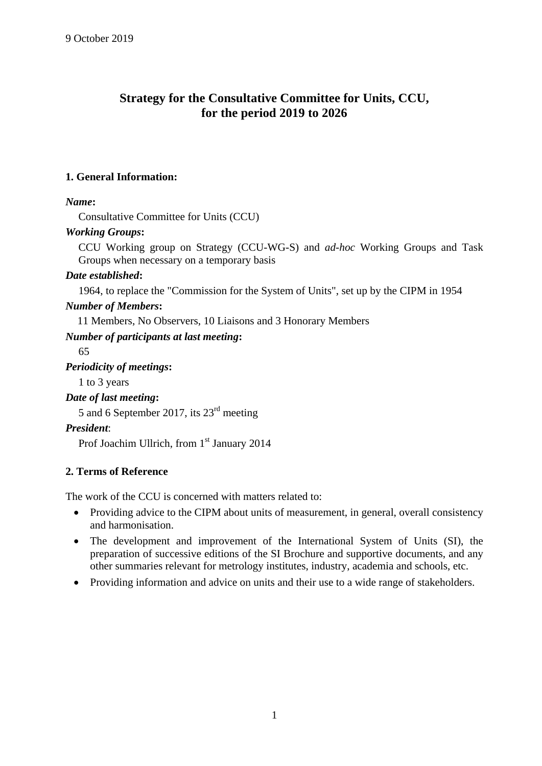9 October 2019

# Strategy for the Consultative Committee for Units, CCU, for the period 2019 to 2026

## 1. General Information:

***Name*:**
Consultative Committee for Units (CCU)

***Working Groups*:**
CCU Working group on Strategy (CCU-WG-S) and *ad-hoc* Working Groups and Task Groups when necessary on a temporary basis

***Date established*:**
1964, to replace the "Commission for the System of Units", set up by the CIPM in 1954

***Number of Members*:**
11 Members, No Observers, 10 Liaisons and 3 Honorary Members

***Number of participants at last meeting*:**
65

***Periodicity of meetings*:**
1 to 3 years

***Date of last meeting*:**
5 and 6 September 2017, its 23rd meeting

***President*:**
Prof Joachim Ullrich, from 1st January 2014

## 2. Terms of Reference

The work of the CCU is concerned with matters related to:

- Providing advice to the CIPM about units of measurement, in general, overall consistency and harmonisation.
- The development and improvement of the International System of Units (SI), the preparation of successive editions of the SI Brochure and supportive documents, and any other summaries relevant for metrology institutes, industry, academia and schools, etc.
- Providing information and advice on units and their use to a wide range of stakeholders.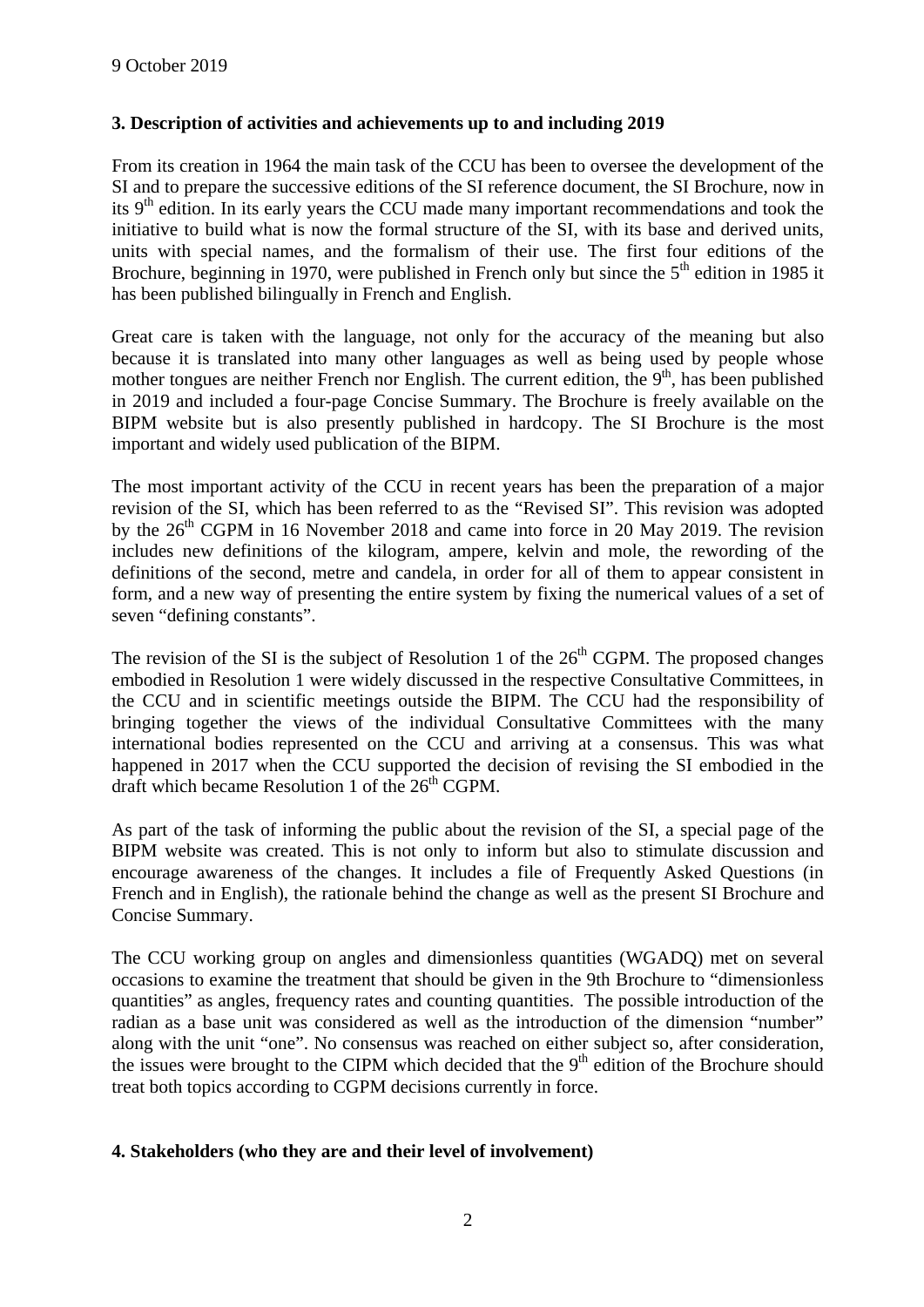9 October 2019

## 3. Description of activities and achievements up to and including 2019

From its creation in 1964 the main task of the CCU has been to oversee the development of the SI and to prepare the successive editions of the SI reference document, the SI Brochure, now in its 9th edition. In its early years the CCU made many important recommendations and took the initiative to build what is now the formal structure of the SI, with its base and derived units, units with special names, and the formalism of their use. The first four editions of the Brochure, beginning in 1970, were published in French only but since the 5th edition in 1985 it has been published bilingually in French and English.

Great care is taken with the language, not only for the accuracy of the meaning but also because it is translated into many other languages as well as being used by people whose mother tongues are neither French nor English. The current edition, the 9th, has been published in 2019 and included a four-page Concise Summary. The Brochure is freely available on the BIPM website but is also presently published in hardcopy. The SI Brochure is the most important and widely used publication of the BIPM.

The most important activity of the CCU in recent years has been the preparation of a major revision of the SI, which has been referred to as the "Revised SI". This revision was adopted by the 26th CGPM in 16 November 2018 and came into force in 20 May 2019. The revision includes new definitions of the kilogram, ampere, kelvin and mole, the rewording of the definitions of the second, metre and candela, in order for all of them to appear consistent in form, and a new way of presenting the entire system by fixing the numerical values of a set of seven "defining constants".

The revision of the SI is the subject of Resolution 1 of the 26th CGPM. The proposed changes embodied in Resolution 1 were widely discussed in the respective Consultative Committees, in the CCU and in scientific meetings outside the BIPM. The CCU had the responsibility of bringing together the views of the individual Consultative Committees with the many international bodies represented on the CCU and arriving at a consensus. This was what happened in 2017 when the CCU supported the decision of revising the SI embodied in the draft which became Resolution 1 of the 26th CGPM.

As part of the task of informing the public about the revision of the SI, a special page of the BIPM website was created. This is not only to inform but also to stimulate discussion and encourage awareness of the changes. It includes a file of Frequently Asked Questions (in French and in English), the rationale behind the change as well as the present SI Brochure and Concise Summary.

The CCU working group on angles and dimensionless quantities (WGADQ) met on several occasions to examine the treatment that should be given in the 9th Brochure to "dimensionless quantities" as angles, frequency rates and counting quantities. The possible introduction of the radian as a base unit was considered as well as the introduction of the dimension "number" along with the unit "one". No consensus was reached on either subject so, after consideration, the issues were brought to the CIPM which decided that the 9th edition of the Brochure should treat both topics according to CGPM decisions currently in force.

## 4. Stakeholders (who they are and their level of involvement)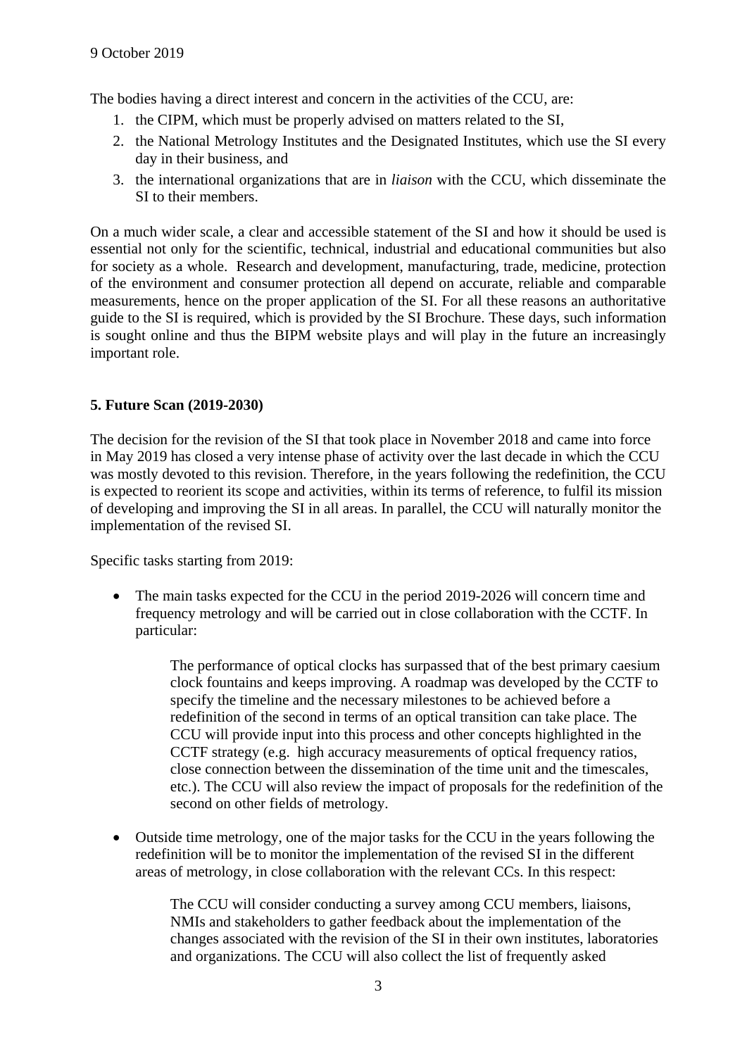The bodies having a direct interest and concern in the activities of the CCU, are:

1. the CIPM, which must be properly advised on matters related to the SI,
2. the National Metrology Institutes and the Designated Institutes, which use the SI every day in their business, and
3. the international organizations that are in *liaison* with the CCU, which disseminate the SI to their members.

On a much wider scale, a clear and accessible statement of the SI and how it should be used is essential not only for the scientific, technical, industrial and educational communities but also for society as a whole. Research and development, manufacturing, trade, medicine, protection of the environment and consumer protection all depend on accurate, reliable and comparable measurements, hence on the proper application of the SI. For all these reasons an authoritative guide to the SI is required, which is provided by the SI Brochure. These days, such information is sought online and thus the BIPM website plays and will play in the future an increasingly important role.

## 5. Future Scan (2019-2030)

The decision for the revision of the SI that took place in November 2018 and came into force in May 2019 has closed a very intense phase of activity over the last decade in which the CCU was mostly devoted to this revision. Therefore, in the years following the redefinition, the CCU is expected to reorient its scope and activities, within its terms of reference, to fulfil its mission of developing and improving the SI in all areas. In parallel, the CCU will naturally monitor the implementation of the revised SI.

Specific tasks starting from 2019:

- The main tasks expected for the CCU in the period 2019-2026 will concern time and frequency metrology and will be carried out in close collaboration with the CCTF. In particular:

  The performance of optical clocks has surpassed that of the best primary caesium clock fountains and keeps improving. A roadmap was developed by the CCTF to specify the timeline and the necessary milestones to be achieved before a redefinition of the second in terms of an optical transition can take place. The CCU will provide input into this process and other concepts highlighted in the CCTF strategy (e.g. high accuracy measurements of optical frequency ratios, close connection between the dissemination of the time unit and the timescales, etc.). The CCU will also review the impact of proposals for the redefinition of the second on other fields of metrology.

- Outside time metrology, one of the major tasks for the CCU in the years following the redefinition will be to monitor the implementation of the revised SI in the different areas of metrology, in close collaboration with the relevant CCs. In this respect:

  The CCU will consider conducting a survey among CCU members, liaisons, NMIs and stakeholders to gather feedback about the implementation of the changes associated with the revision of the SI in their own institutes, laboratories and organizations. The CCU will also collect the list of frequently asked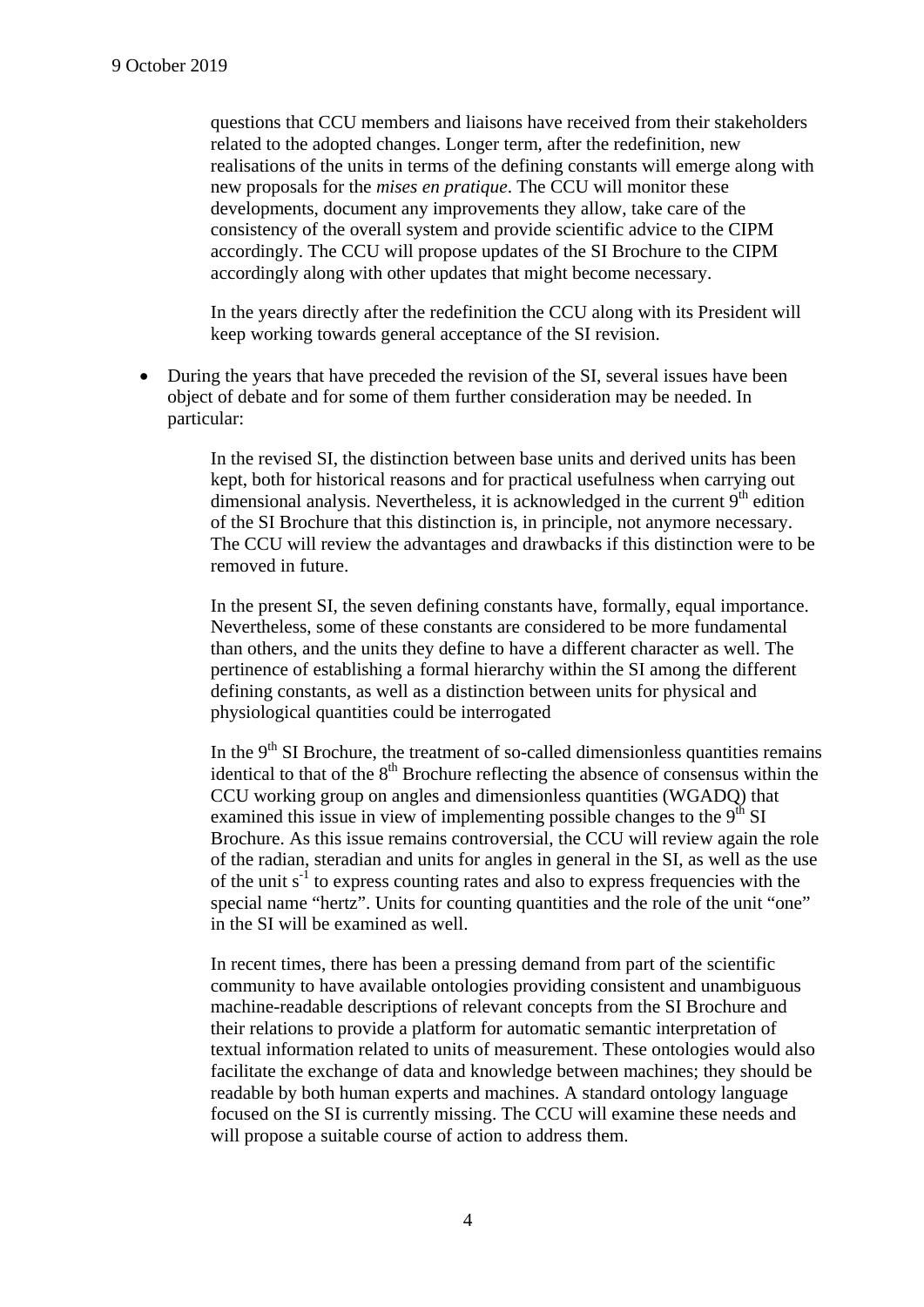questions that CCU members and liaisons have received from their stakeholders related to the adopted changes. Longer term, after the redefinition, new realisations of the units in terms of the defining constants will emerge along with new proposals for the *mises en pratique*. The CCU will monitor these developments, document any improvements they allow, take care of the consistency of the overall system and provide scientific advice to the CIPM accordingly. The CCU will propose updates of the SI Brochure to the CIPM accordingly along with other updates that might become necessary.

In the years directly after the redefinition the CCU along with its President will keep working towards general acceptance of the SI revision.

- During the years that have preceded the revision of the SI, several issues have been object of debate and for some of them further consideration may be needed. In particular:

  In the revised SI, the distinction between base units and derived units has been kept, both for historical reasons and for practical usefulness when carrying out dimensional analysis. Nevertheless, it is acknowledged in the current 9th edition of the SI Brochure that this distinction is, in principle, not anymore necessary. The CCU will review the advantages and drawbacks if this distinction were to be removed in future.

  In the present SI, the seven defining constants have, formally, equal importance. Nevertheless, some of these constants are considered to be more fundamental than others, and the units they define to have a different character as well. The pertinence of establishing a formal hierarchy within the SI among the different defining constants, as well as a distinction between units for physical and physiological quantities could be interrogated

  In the 9th SI Brochure, the treatment of so-called dimensionless quantities remains identical to that of the 8th Brochure reflecting the absence of consensus within the CCU working group on angles and dimensionless quantities (WGADQ) that examined this issue in view of implementing possible changes to the 9th SI Brochure. As this issue remains controversial, the CCU will review again the role of the radian, steradian and units for angles in general in the SI, as well as the use of the unit $s^{-1}$ to express counting rates and also to express frequencies with the special name "hertz". Units for counting quantities and the role of the unit "one" in the SI will be examined as well.

  In recent times, there has been a pressing demand from part of the scientific community to have available ontologies providing consistent and unambiguous machine-readable descriptions of relevant concepts from the SI Brochure and their relations to provide a platform for automatic semantic interpretation of textual information related to units of measurement. These ontologies would also facilitate the exchange of data and knowledge between machines; they should be readable by both human experts and machines. A standard ontology language focused on the SI is currently missing. The CCU will examine these needs and will propose a suitable course of action to address them.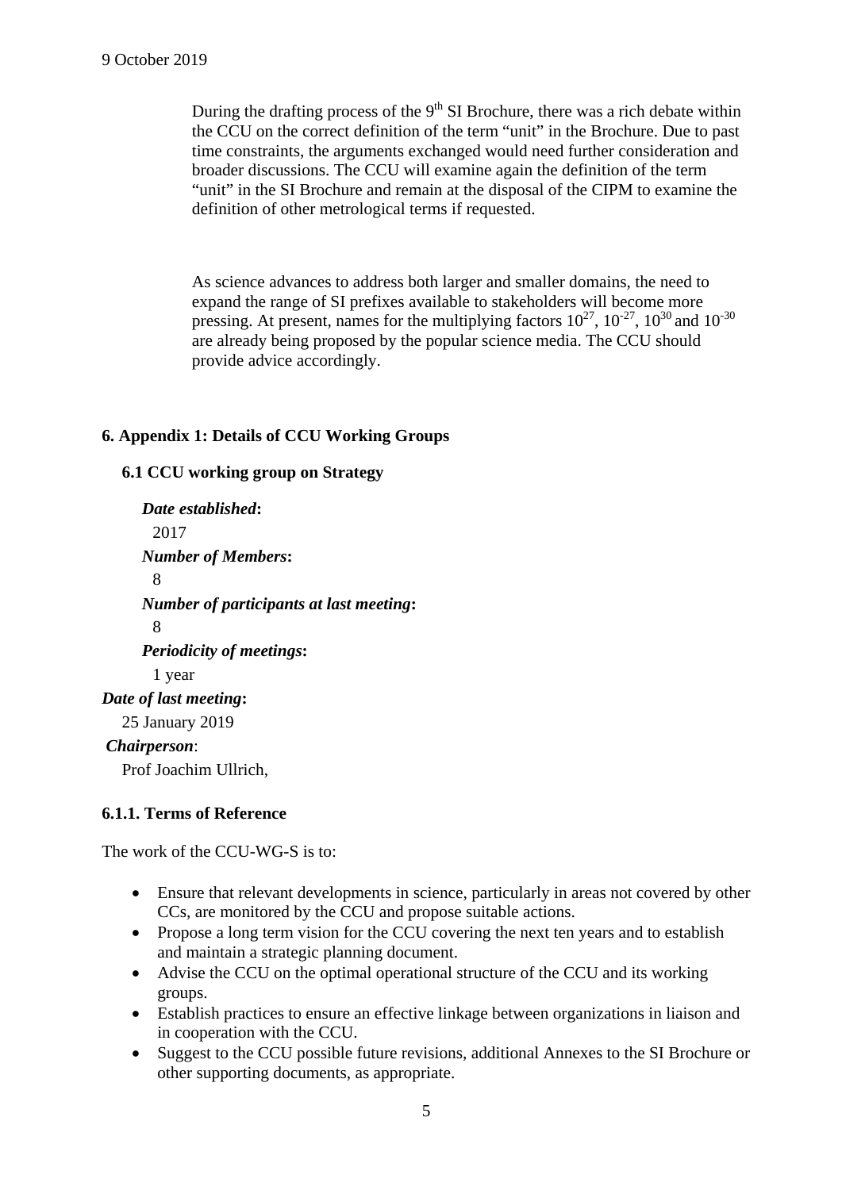During the drafting process of the 9th SI Brochure, there was a rich debate within the CCU on the correct definition of the term "unit" in the Brochure. Due to past time constraints, the arguments exchanged would need further consideration and broader discussions. The CCU will examine again the definition of the term "unit" in the SI Brochure and remain at the disposal of the CIPM to examine the definition of other metrological terms if requested.

As science advances to address both larger and smaller domains, the need to expand the range of SI prefixes available to stakeholders will become more pressing. At present, names for the multiplying factors $10^{27}$, $10^{-27}$, $10^{30}$ and $10^{-30}$ are already being proposed by the popular science media. The CCU should provide advice accordingly.

## 6. Appendix 1: Details of CCU Working Groups

### 6.1 CCU working group on Strategy

***Date established*:**
2017

***Number of Members*:**
8

***Number of participants at last meeting*:**
8

***Periodicity of meetings*:**
1 year

***Date of last meeting*:**
25 January 2019

***Chairperson*:**
Prof Joachim Ullrich,

### 6.1.1. Terms of Reference

The work of the CCU-WG-S is to:

- Ensure that relevant developments in science, particularly in areas not covered by other CCs, are monitored by the CCU and propose suitable actions.
- Propose a long term vision for the CCU covering the next ten years and to establish and maintain a strategic planning document.
- Advise the CCU on the optimal operational structure of the CCU and its working groups.
- Establish practices to ensure an effective linkage between organizations in liaison and in cooperation with the CCU.
- Suggest to the CCU possible future revisions, additional Annexes to the SI Brochure or other supporting documents, as appropriate.